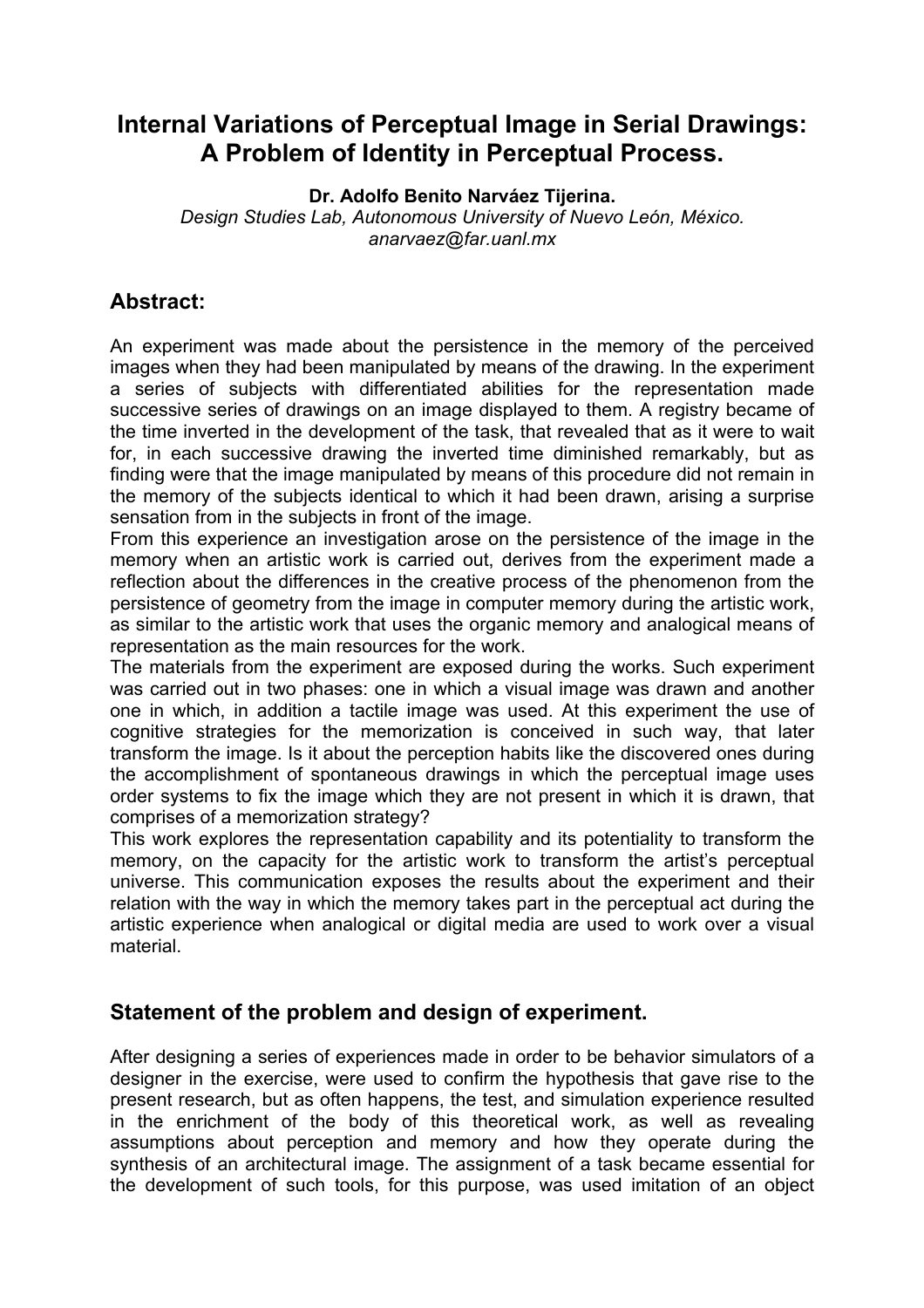# Internal Variations of Perceptual Image in Serial Drawings: A Problem of Identity in Perceptual Process.

**Dr. Adolfo Benito Narváez Tijerina.**

*Design Studies Lab, Autonomous University of Nuevo León, México.*
*anarvaez@far.uanl.mx*

## Abstract:

An experiment was made about the persistence in the memory of the perceived images when they had been manipulated by means of the drawing. In the experiment a series of subjects with differentiated abilities for the representation made successive series of drawings on an image displayed to them. A registry became of the time inverted in the development of the task, that revealed that as it were to wait for, in each successive drawing the inverted time diminished remarkably, but as finding were that the image manipulated by means of this procedure did not remain in the memory of the subjects identical to which it had been drawn, arising a surprise sensation from in the subjects in front of the image.

From this experience an investigation arose on the persistence of the image in the memory when an artistic work is carried out, derives from the experiment made a reflection about the differences in the creative process of the phenomenon from the persistence of geometry from the image in computer memory during the artistic work, as similar to the artistic work that uses the organic memory and analogical means of representation as the main resources for the work.

The materials from the experiment are exposed during the works. Such experiment was carried out in two phases: one in which a visual image was drawn and another one in which, in addition a tactile image was used. At this experiment the use of cognitive strategies for the memorization is conceived in such way, that later transform the image. Is it about the perception habits like the discovered ones during the accomplishment of spontaneous drawings in which the perceptual image uses order systems to fix the image which they are not present in which it is drawn, that comprises of a memorization strategy?

This work explores the representation capability and its potentiality to transform the memory, on the capacity for the artistic work to transform the artist's perceptual universe. This communication exposes the results about the experiment and their relation with the way in which the memory takes part in the perceptual act during the artistic experience when analogical or digital media are used to work over a visual material.

## Statement of the problem and design of experiment.

After designing a series of experiences made in order to be behavior simulators of a designer in the exercise, were used to confirm the hypothesis that gave rise to the present research, but as often happens, the test, and simulation experience resulted in the enrichment of the body of this theoretical work, as well as revealing assumptions about perception and memory and how they operate during the synthesis of an architectural image. The assignment of a task became essential for the development of such tools, for this purpose, was used imitation of an object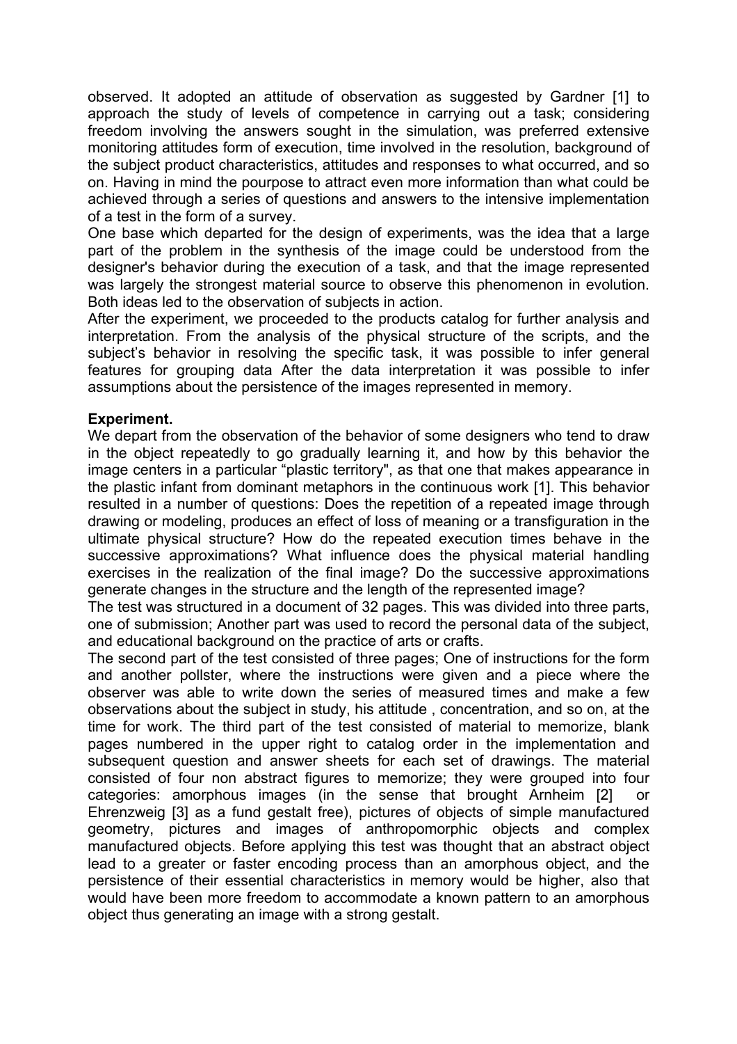observed. It adopted an attitude of observation as suggested by Gardner [1] to approach the study of levels of competence in carrying out a task; considering freedom involving the answers sought in the simulation, was preferred extensive monitoring attitudes form of execution, time involved in the resolution, background of the subject product characteristics, attitudes and responses to what occurred, and so on. Having in mind the pourpose to attract even more information than what could be achieved through a series of questions and answers to the intensive implementation of a test in the form of a survey.

One base which departed for the design of experiments, was the idea that a large part of the problem in the synthesis of the image could be understood from the designer's behavior during the execution of a task, and that the image represented was largely the strongest material source to observe this phenomenon in evolution. Both ideas led to the observation of subjects in action.

After the experiment, we proceeded to the products catalog for further analysis and interpretation. From the analysis of the physical structure of the scripts, and the subject's behavior in resolving the specific task, it was possible to infer general features for grouping data After the data interpretation it was possible to infer assumptions about the persistence of the images represented in memory.

**Experiment.**

We depart from the observation of the behavior of some designers who tend to draw in the object repeatedly to go gradually learning it, and how by this behavior the image centers in a particular "plastic territory", as that one that makes appearance in the plastic infant from dominant metaphors in the continuous work [1]. This behavior resulted in a number of questions: Does the repetition of a repeated image through drawing or modeling, produces an effect of loss of meaning or a transfiguration in the ultimate physical structure? How do the repeated execution times behave in the successive approximations? What influence does the physical material handling exercises in the realization of the final image? Do the successive approximations generate changes in the structure and the length of the represented image?

The test was structured in a document of 32 pages. This was divided into three parts, one of submission; Another part was used to record the personal data of the subject, and educational background on the practice of arts or crafts.

The second part of the test consisted of three pages; One of instructions for the form and another pollster, where the instructions were given and a piece where the observer was able to write down the series of measured times and make a few observations about the subject in study, his attitude , concentration, and so on, at the time for work. The third part of the test consisted of material to memorize, blank pages numbered in the upper right to catalog order in the implementation and subsequent question and answer sheets for each set of drawings. The material consisted of four non abstract figures to memorize; they were grouped into four categories: amorphous images (in the sense that brought Arnheim [2] or Ehrenzweig [3] as a fund gestalt free), pictures of objects of simple manufactured geometry, pictures and images of anthropomorphic objects and complex manufactured objects. Before applying this test was thought that an abstract object lead to a greater or faster encoding process than an amorphous object, and the persistence of their essential characteristics in memory would be higher, also that would have been more freedom to accommodate a known pattern to an amorphous object thus generating an image with a strong gestalt.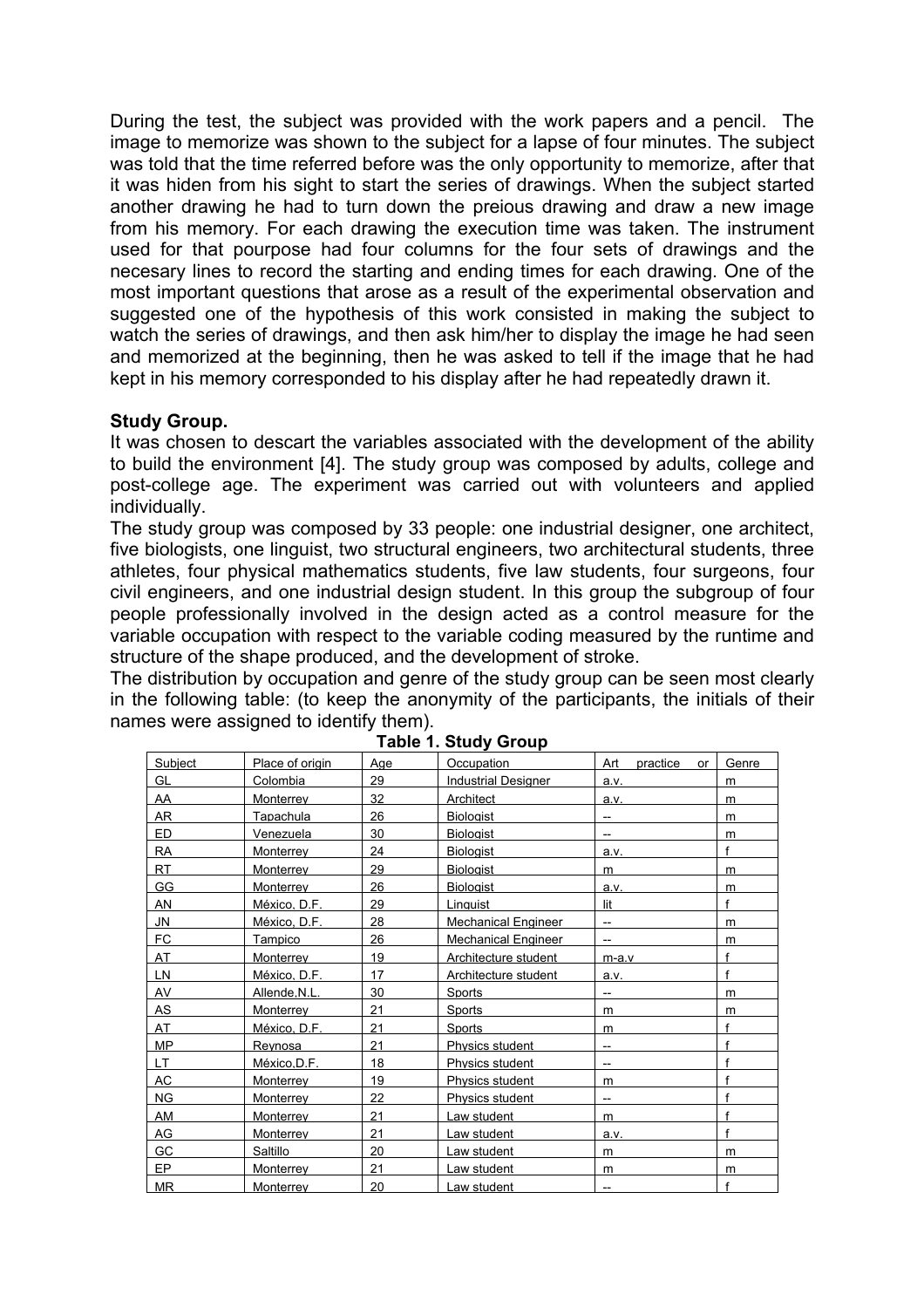During the test, the subject was provided with the work papers and a pencil. The image to memorize was shown to the subject for a lapse of four minutes. The subject was told that the time referred before was the only opportunity to memorize, after that it was hiden from his sight to start the series of drawings. When the subject started another drawing he had to turn down the preious drawing and draw a new image from his memory. For each drawing the execution time was taken. The instrument used for that pourpose had four columns for the four sets of drawings and the necesary lines to record the starting and ending times for each drawing. One of the most important questions that arose as a result of the experimental observation and suggested one of the hypothesis of this work consisted in making the subject to watch the series of drawings, and then ask him/her to display the image he had seen and memorized at the beginning, then he was asked to tell if the image that he had kept in his memory corresponded to his display after he had repeatedly drawn it.

**Study Group.**

It was chosen to descart the variables associated with the development of the ability to build the environment [4]. The study group was composed by adults, college and post-college age. The experiment was carried out with volunteers and applied individually.

The study group was composed by 33 people: one industrial designer, one architect, five biologists, one linguist, two structural engineers, two architectural students, three athletes, four physical mathematics students, five law students, four surgeons, four civil engineers, and one industrial design student. In this group the subgroup of four people professionally involved in the design acted as a control measure for the variable occupation with respect to the variable coding measured by the runtime and structure of the shape produced, and the development of stroke.

The distribution by occupation and genre of the study group can be seen most clearly in the following table: (to keep the anonymity of the participants, the initials of their names were assigned to identify them).

**Table 1. Study Group**

| Subject | Place of origin | Age | Occupation | Art practice or | Genre |
|---|---|---|---|---|---|
| GL | Colombia | 29 | Industrial Designer | a.v. | m |
| AA | Monterrey | 32 | Architect | a.v. | m |
| AR | Tapachula | 26 | Biologist | -- | m |
| ED | Venezuela | 30 | Biologist | -- | m |
| RA | Monterrey | 24 | Biologist | a.v. | f |
| RT | Monterrey | 29 | Biologist | m | m |
| GG | Monterrey | 26 | Biologist | a.v. | m |
| AN | México, D.F. | 29 | Linguist | lit | f |
| JN | México, D.F. | 28 | Mechanical Engineer | -- | m |
| FC | Tampico | 26 | Mechanical Engineer | -- | m |
| AT | Monterrey | 19 | Architecture student | m-a.v | f |
| LN | México, D.F. | 17 | Architecture student | a.v. | f |
| AV | Allende,N.L. | 30 | Sports | -- | m |
| AS | Monterrey | 21 | Sports | m | m |
| AT | México, D.F. | 21 | Sports | m | f |
| MP | Reynosa | 21 | Physics student | -- | f |
| LT | México,D.F. | 18 | Physics student | -- | f |
| AC | Monterrey | 19 | Physics student | m | f |
| NG | Monterrey | 22 | Physics student | -- | f |
| AM | Monterrey | 21 | Law student | m | f |
| AG | Monterrey | 21 | Law student | a.v. | f |
| GC | Saltillo | 20 | Law student | m | m |
| EP | Monterrey | 21 | Law student | m | m |
| MR | Monterrey | 20 | Law student | -- | f |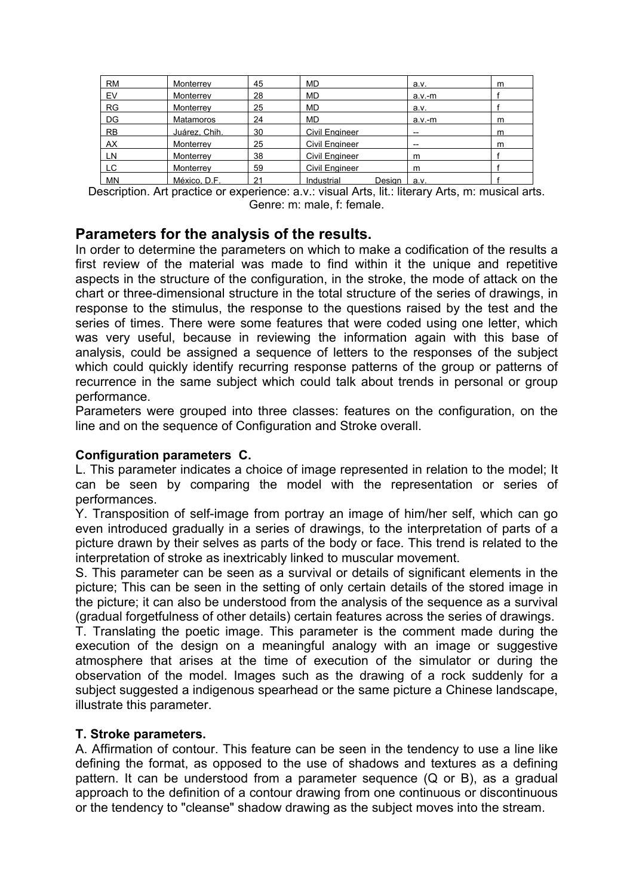| | | | | | |
|---|---|---|---|---|---|
| RM | Monterrey | 45 | MD | a.v. | m |
| EV | Monterrey | 28 | MD | a.v.-m | f |
| RG | Monterrey | 25 | MD | a.v. | f |
| DG | Matamoros | 24 | MD | a.v.-m | m |
| RB | Juárez, Chih. | 30 | Civil Engineer | -- | m |
| AX | Monterrey | 25 | Civil Engineer | -- | m |
| LN | Monterrey | 38 | Civil Engineer | m | f |
| LC | Monterrey | 59 | Civil Engineer | m | f |
| MN | México, D.F. | 21 | Industrial Design | a.v. | f |

Description. Art practice or experience: a.v.: visual Arts, lit.: literary Arts, m: musical arts. Genre: m: male, f: female.

## Parameters for the analysis of the results.

In order to determine the parameters on which to make a codification of the results a first review of the material was made to find within it the unique and repetitive aspects in the structure of the configuration, in the stroke, the mode of attack on the chart or three-dimensional structure in the total structure of the series of drawings, in response to the stimulus, the response to the questions raised by the test and the series of times. There were some features that were coded using one letter, which was very useful, because in reviewing the information again with this base of analysis, could be assigned a sequence of letters to the responses of the subject which could quickly identify recurring response patterns of the group or patterns of recurrence in the same subject which could talk about trends in personal or group performance.

Parameters were grouped into three classes: features on the configuration, on the line and on the sequence of Configuration and Stroke overall.

### Configuration parameters C.

L. This parameter indicates a choice of image represented in relation to the model; It can be seen by comparing the model with the representation or series of performances.

Y. Transposition of self-image from portray an image of him/her self, which can go even introduced gradually in a series of drawings, to the interpretation of parts of a picture drawn by their selves as parts of the body or face. This trend is related to the interpretation of stroke as inextricably linked to muscular movement.

S. This parameter can be seen as a survival or details of significant elements in the picture; This can be seen in the setting of only certain details of the stored image in the picture; it can also be understood from the analysis of the sequence as a survival (gradual forgetfulness of other details) certain features across the series of drawings.

T. Translating the poetic image. This parameter is the comment made during the execution of the design on a meaningful analogy with an image or suggestive atmosphere that arises at the time of execution of the simulator or during the observation of the model. Images such as the drawing of a rock suddenly for a subject suggested a indigenous spearhead or the same picture a Chinese landscape, illustrate this parameter.

### T. Stroke parameters.

A. Affirmation of contour. This feature can be seen in the tendency to use a line like defining the format, as opposed to the use of shadows and textures as a defining pattern. It can be understood from a parameter sequence (Q or B), as a gradual approach to the definition of a contour drawing from one continuous or discontinuous or the tendency to "cleanse" shadow drawing as the subject moves into the stream.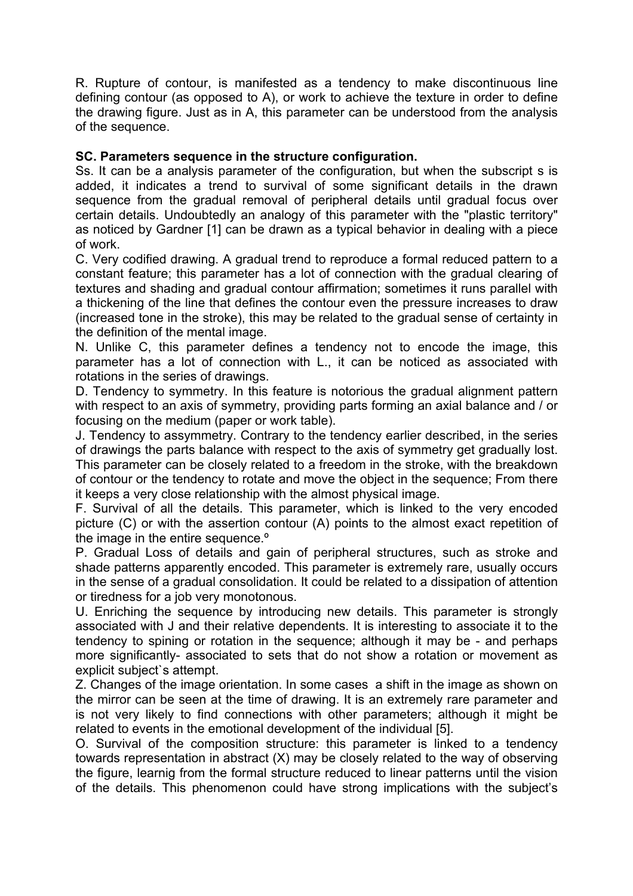R. Rupture of contour, is manifested as a tendency to make discontinuous line defining contour (as opposed to A), or work to achieve the texture in order to define the drawing figure. Just as in A, this parameter can be understood from the analysis of the sequence.

**SC. Parameters sequence in the structure configuration.**

Ss. It can be a analysis parameter of the configuration, but when the subscript s is added, it indicates a trend to survival of some significant details in the drawn sequence from the gradual removal of peripheral details until gradual focus over certain details. Undoubtedly an analogy of this parameter with the "plastic territory" as noticed by Gardner [1] can be drawn as a typical behavior in dealing with a piece of work.

C. Very codified drawing. A gradual trend to reproduce a formal reduced pattern to a constant feature; this parameter has a lot of connection with the gradual clearing of textures and shading and gradual contour affirmation; sometimes it runs parallel with a thickening of the line that defines the contour even the pressure increases to draw (increased tone in the stroke), this may be related to the gradual sense of certainty in the definition of the mental image.

N. Unlike C, this parameter defines a tendency not to encode the image, this parameter has a lot of connection with L., it can be noticed as associated with rotations in the series of drawings.

D. Tendency to symmetry. In this feature is notorious the gradual alignment pattern with respect to an axis of symmetry, providing parts forming an axial balance and / or focusing on the medium (paper or work table).

J. Tendency to assymmetry. Contrary to the tendency earlier described, in the series of drawings the parts balance with respect to the axis of symmetry get gradually lost. This parameter can be closely related to a freedom in the stroke, with the breakdown of contour or the tendency to rotate and move the object in the sequence; From there it keeps a very close relationship with the almost physical image.

F. Survival of all the details. This parameter, which is linked to the very encoded picture (C) or with the assertion contour (A) points to the almost exact repetition of the image in the entire sequence.º

P. Gradual Loss of details and gain of peripheral structures, such as stroke and shade patterns apparently encoded. This parameter is extremely rare, usually occurs in the sense of a gradual consolidation. It could be related to a dissipation of attention or tiredness for a job very monotonous.

U. Enriching the sequence by introducing new details. This parameter is strongly associated with J and their relative dependents. It is interesting to associate it to the tendency to spining or rotation in the sequence; although it may be - and perhaps more significantly- associated to sets that do not show a rotation or movement as explicit subject`s attempt.

Z. Changes of the image orientation. In some cases a shift in the image as shown on the mirror can be seen at the time of drawing. It is an extremely rare parameter and is not very likely to find connections with other parameters; although it might be related to events in the emotional development of the individual [5].

O. Survival of the composition structure: this parameter is linked to a tendency towards representation in abstract (X) may be closely related to the way of observing the figure, learnig from the formal structure reduced to linear patterns until the vision of the details. This phenomenon could have strong implications with the subject's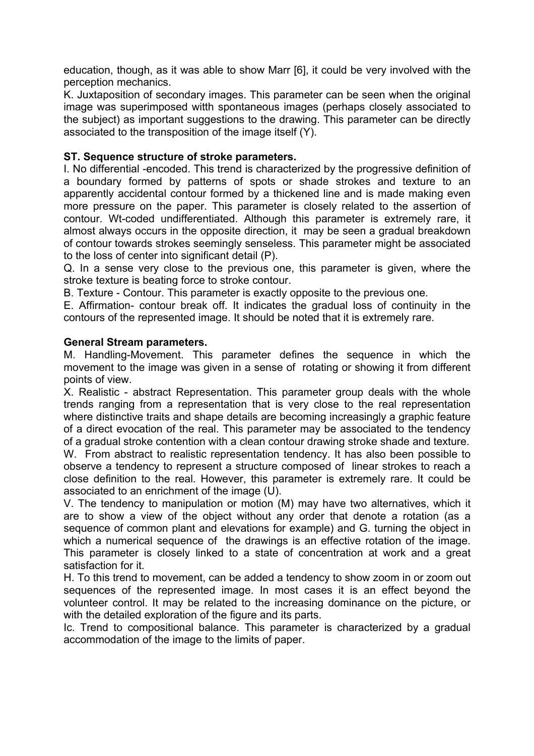education, though, as it was able to show Marr [6], it could be very involved with the perception mechanics.

K. Juxtaposition of secondary images. This parameter can be seen when the original image was superimposed witth spontaneous images (perhaps closely associated to the subject) as important suggestions to the drawing. This parameter can be directly associated to the transposition of the image itself (Y).

**ST. Sequence structure of stroke parameters.**

I. No differential -encoded. This trend is characterized by the progressive definition of a boundary formed by patterns of spots or shade strokes and texture to an apparently accidental contour formed by a thickened line and is made making even more pressure on the paper. This parameter is closely related to the assertion of contour. Wt-coded undifferentiated. Although this parameter is extremely rare, it almost always occurs in the opposite direction, it may be seen a gradual breakdown of contour towards strokes seemingly senseless. This parameter might be associated to the loss of center into significant detail (P).

Q. In a sense very close to the previous one, this parameter is given, where the stroke texture is beating force to stroke contour.

B. Texture - Contour. This parameter is exactly opposite to the previous one.

E. Affirmation- contour break off. It indicates the gradual loss of continuity in the contours of the represented image. It should be noted that it is extremely rare.

**General Stream parameters.**

M. Handling-Movement. This parameter defines the sequence in which the movement to the image was given in a sense of rotating or showing it from different points of view.

X. Realistic - abstract Representation. This parameter group deals with the whole trends ranging from a representation that is very close to the real representation where distinctive traits and shape details are becoming increasingly a graphic feature of a direct evocation of the real. This parameter may be associated to the tendency of a gradual stroke contention with a clean contour drawing stroke shade and texture.

W. From abstract to realistic representation tendency. It has also been possible to observe a tendency to represent a structure composed of linear strokes to reach a close definition to the real. However, this parameter is extremely rare. It could be associated to an enrichment of the image (U).

V. The tendency to manipulation or motion (M) may have two alternatives, which it are to show a view of the object without any order that denote a rotation (as a sequence of common plant and elevations for example) and G. turning the object in which a numerical sequence of the drawings is an effective rotation of the image. This parameter is closely linked to a state of concentration at work and a great satisfaction for it.

H. To this trend to movement, can be added a tendency to show zoom in or zoom out sequences of the represented image. In most cases it is an effect beyond the volunteer control. It may be related to the increasing dominance on the picture, or with the detailed exploration of the figure and its parts.

Ic. Trend to compositional balance. This parameter is characterized by a gradual accommodation of the image to the limits of paper.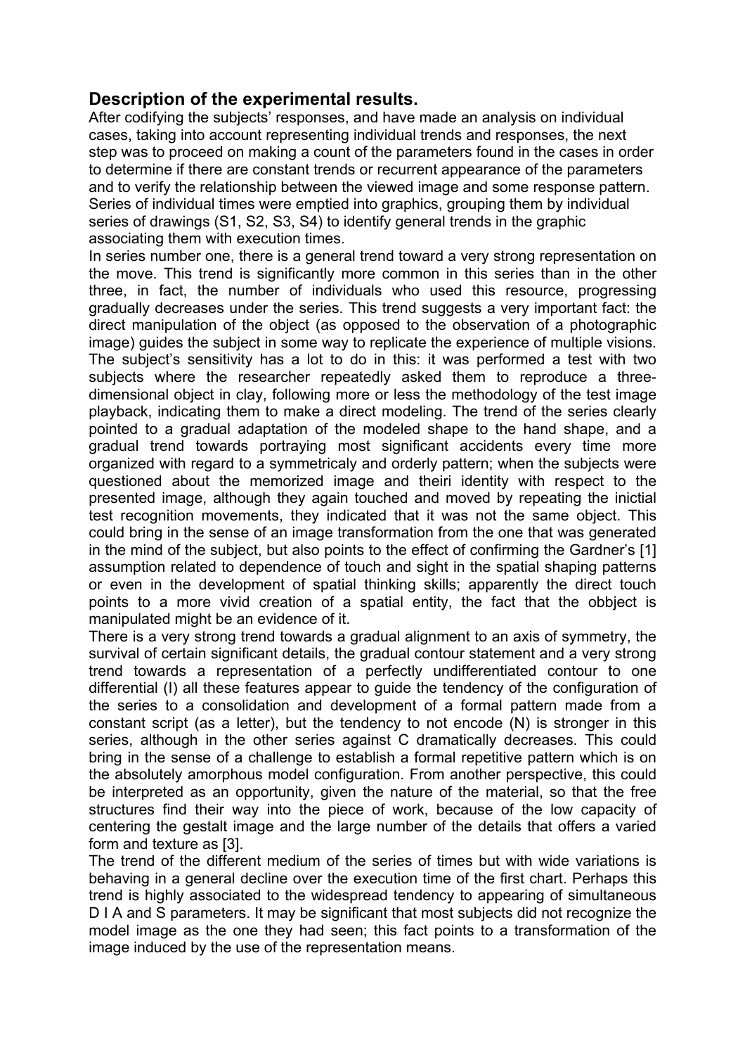## Description of the experimental results.

After codifying the subjects' responses, and have made an analysis on individual cases, taking into account representing individual trends and responses, the next step was to proceed on making a count of the parameters found in the cases in order to determine if there are constant trends or recurrent appearance of the parameters and to verify the relationship between the viewed image and some response pattern. Series of individual times were emptied into graphics, grouping them by individual series of drawings (S1, S2, S3, S4) to identify general trends in the graphic associating them with execution times.

In series number one, there is a general trend toward a very strong representation on the move. This trend is significantly more common in this series than in the other three, in fact, the number of individuals who used this resource, progressing gradually decreases under the series. This trend suggests a very important fact: the direct manipulation of the object (as opposed to the observation of a photographic image) guides the subject in some way to replicate the experience of multiple visions. The subject's sensitivity has a lot to do in this: it was performed a test with two subjects where the researcher repeatedly asked them to reproduce a three-dimensional object in clay, following more or less the methodology of the test image playback, indicating them to make a direct modeling. The trend of the series clearly pointed to a gradual adaptation of the modeled shape to the hand shape, and a gradual trend towards portraying most significant accidents every time more organized with regard to a symmetricaly and orderly pattern; when the subjects were questioned about the memorized image and theiri identity with respect to the presented image, although they again touched and moved by repeating the inictial test recognition movements, they indicated that it was not the same object. This could bring in the sense of an image transformation from the one that was generated in the mind of the subject, but also points to the effect of confirming the Gardner's [1] assumption related to dependence of touch and sight in the spatial shaping patterns or even in the development of spatial thinking skills; apparently the direct touch points to a more vivid creation of a spatial entity, the fact that the obbject is manipulated might be an evidence of it.

There is a very strong trend towards a gradual alignment to an axis of symmetry, the survival of certain significant details, the gradual contour statement and a very strong trend towards a representation of a perfectly undifferentiated contour to one differential (I) all these features appear to guide the tendency of the configuration of the series to a consolidation and development of a formal pattern made from a constant script (as a letter), but the tendency to not encode (N) is stronger in this series, although in the other series against C dramatically decreases. This could bring in the sense of a challenge to establish a formal repetitive pattern which is on the absolutely amorphous model configuration. From another perspective, this could be interpreted as an opportunity, given the nature of the material, so that the free structures find their way into the piece of work, because of the low capacity of centering the gestalt image and the large number of the details that offers a varied form and texture as [3].

The trend of the different medium of the series of times but with wide variations is behaving in a general decline over the execution time of the first chart. Perhaps this trend is highly associated to the widespread tendency to appearing of simultaneous D I A and S parameters. It may be significant that most subjects did not recognize the model image as the one they had seen; this fact points to a transformation of the image induced by the use of the representation means.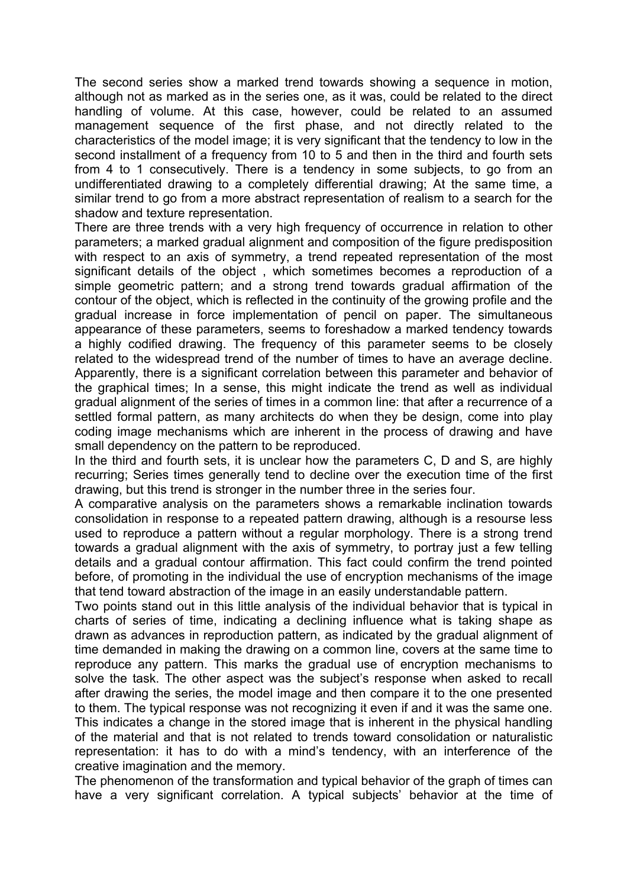The second series show a marked trend towards showing a sequence in motion, although not as marked as in the series one, as it was, could be related to the direct handling of volume. At this case, however, could be related to an assumed management sequence of the first phase, and not directly related to the characteristics of the model image; it is very significant that the tendency to low in the second installment of a frequency from 10 to 5 and then in the third and fourth sets from 4 to 1 consecutively. There is a tendency in some subjects, to go from an undifferentiated drawing to a completely differential drawing; At the same time, a similar trend to go from a more abstract representation of realism to a search for the shadow and texture representation.

There are three trends with a very high frequency of occurrence in relation to other parameters; a marked gradual alignment and composition of the figure predisposition with respect to an axis of symmetry, a trend repeated representation of the most significant details of the object , which sometimes becomes a reproduction of a simple geometric pattern; and a strong trend towards gradual affirmation of the contour of the object, which is reflected in the continuity of the growing profile and the gradual increase in force implementation of pencil on paper. The simultaneous appearance of these parameters, seems to foreshadow a marked tendency towards a highly codified drawing. The frequency of this parameter seems to be closely related to the widespread trend of the number of times to have an average decline. Apparently, there is a significant correlation between this parameter and behavior of the graphical times; In a sense, this might indicate the trend as well as individual gradual alignment of the series of times in a common line: that after a recurrence of a settled formal pattern, as many architects do when they be design, come into play coding image mechanisms which are inherent in the process of drawing and have small dependency on the pattern to be reproduced.

In the third and fourth sets, it is unclear how the parameters C, D and S, are highly recurring; Series times generally tend to decline over the execution time of the first drawing, but this trend is stronger in the number three in the series four.

A comparative analysis on the parameters shows a remarkable inclination towards consolidation in response to a repeated pattern drawing, although is a resourse less used to reproduce a pattern without a regular morphology. There is a strong trend towards a gradual alignment with the axis of symmetry, to portray just a few telling details and a gradual contour affirmation. This fact could confirm the trend pointed before, of promoting in the individual the use of encryption mechanisms of the image that tend toward abstraction of the image in an easily understandable pattern.

Two points stand out in this little analysis of the individual behavior that is typical in charts of series of time, indicating a declining influence what is taking shape as drawn as advances in reproduction pattern, as indicated by the gradual alignment of time demanded in making the drawing on a common line, covers at the same time to reproduce any pattern. This marks the gradual use of encryption mechanisms to solve the task. The other aspect was the subject's response when asked to recall after drawing the series, the model image and then compare it to the one presented to them. The typical response was not recognizing it even if and it was the same one. This indicates a change in the stored image that is inherent in the physical handling of the material and that is not related to trends toward consolidation or naturalistic representation: it has to do with a mind's tendency, with an interference of the creative imagination and the memory.

The phenomenon of the transformation and typical behavior of the graph of times can have a very significant correlation. A typical subjects' behavior at the time of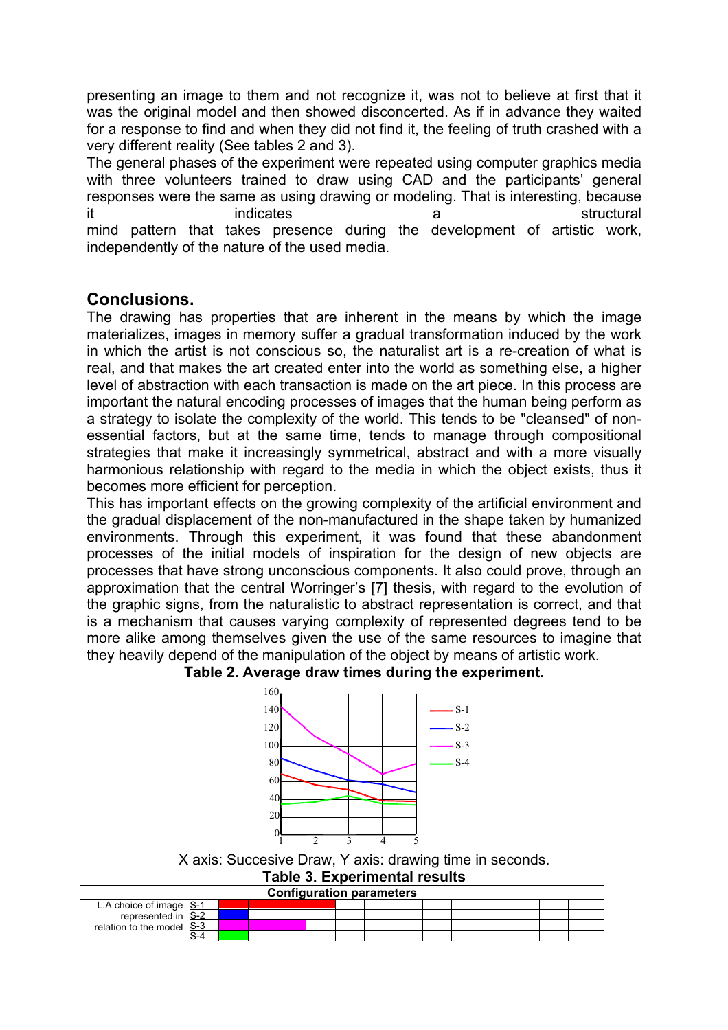presenting an image to them and not recognize it, was not to believe at first that it was the original model and then showed disconcerted. As if in advance they waited for a response to find and when they did not find it, the feeling of truth crashed with a very different reality (See tables 2 and 3).

The general phases of the experiment were repeated using computer graphics media with three volunteers trained to draw using CAD and the participants' general responses were the same as using drawing or modeling. That is interesting, because it indicates a structural mind pattern that takes presence during the development of artistic work, independently of the nature of the used media.

## Conclusions.

The drawing has properties that are inherent in the means by which the image materializes, images in memory suffer a gradual transformation induced by the work in which the artist is not conscious so, the naturalist art is a re-creation of what is real, and that makes the art created enter into the world as something else, a higher level of abstraction with each transaction is made on the art piece. In this process are important the natural encoding processes of images that the human being perform as a strategy to isolate the complexity of the world. This tends to be "cleansed" of non-essential factors, but at the same time, tends to manage through compositional strategies that make it increasingly symmetrical, abstract and with a more visually harmonious relationship with regard to the media in which the object exists, thus it becomes more efficient for perception.

This has important effects on the growing complexity of the artificial environment and the gradual displacement of the non-manufactured in the shape taken by humanized environments. Through this experiment, it was found that these abandonment processes of the initial models of inspiration for the design of new objects are processes that have strong unconscious components. It also could prove, through an approximation that the central Worringer's [7] thesis, with regard to the evolution of the graphic signs, from the naturalistic to abstract representation is correct, and that is a mechanism that causes varying complexity of represented degrees tend to be more alike among themselves given the use of the same resources to imagine that they heavily depend of the manipulation of the object by means of artistic work.

**Table 2. Average draw times during the experiment.**

160
140
120
100
80
60
40
20
0
1 2 3 4 5

S-1
S-2
S-3
S-4

X axis: Succesive Draw, Y axis: drawing time in seconds.

**Table 3. Experimental results**

| Configuration parameters | | | | | | | | | | | | | | |
|---|---|---|---|---|---|---|---|---|---|---|---|---|---|---|
| L.A choice of image represented in relation to the model | S-1 | | | | | | | | | | | | | |
| | S-2 | | | | | | | | | | | | | |
| | S-3 | | | | | | | | | | | | | |
| | S-4 | | | | | | | | | | | | | |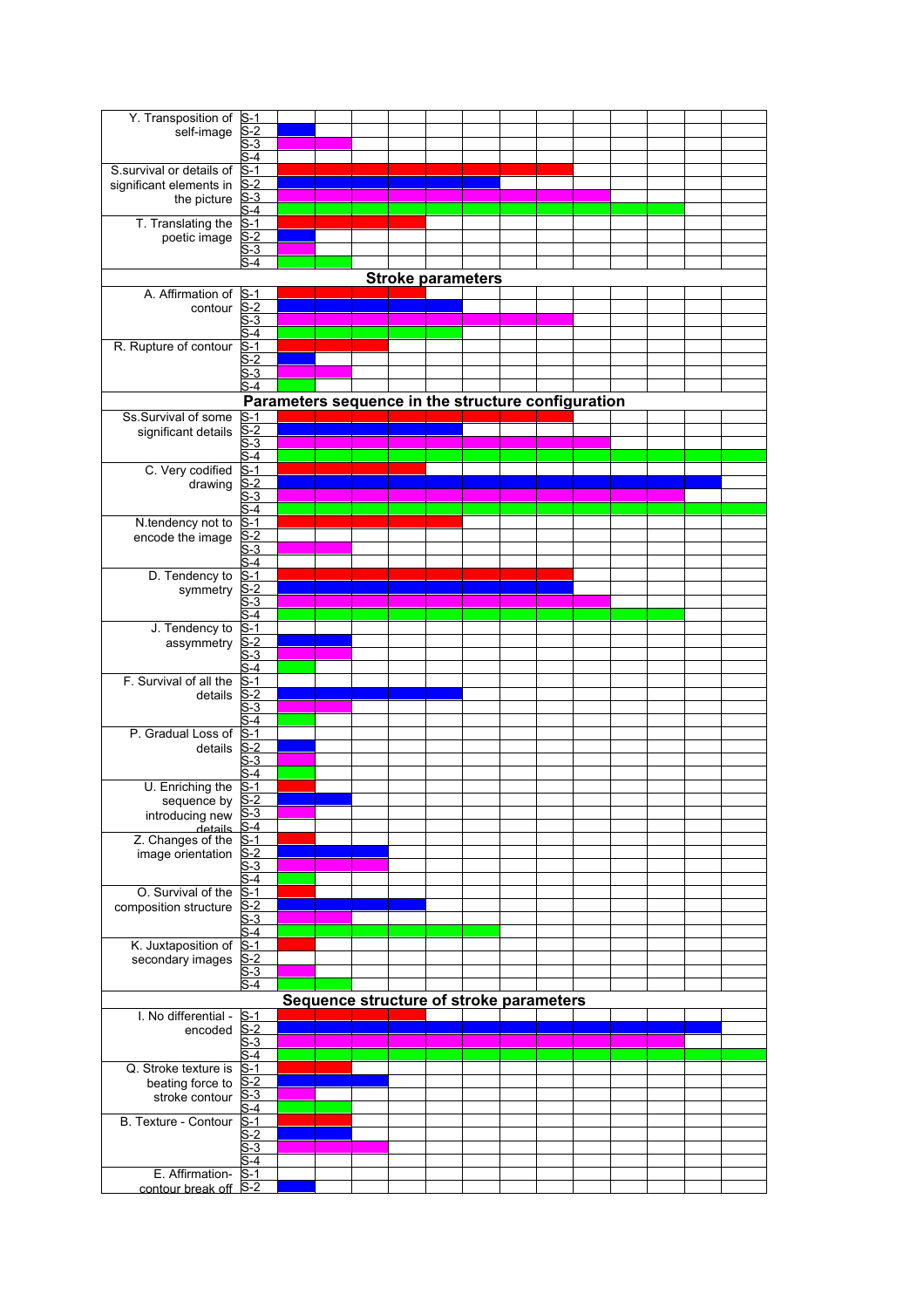Y. Transposition of self-image
S-1
S-2
S-3
S-4

S.survival or details of significant elements in the picture
S-1
S-2
S-3
S-4

T. Translating the poetic image
S-1
S-2
S-3
S-4

**Stroke parameters**

A. Affirmation of contour
S-1
S-2
S-3
S-4

R. Rupture of contour
S-1
S-2
S-3
S-4

**Parameters sequence in the structure configuration**

Ss.Survival of some significant details
S-1
S-2
S-3
S-4

C. Very codified drawing
S-1
S-2
S-3
S-4

N.tendency not to encode the image
S-1
S-2
S-3
S-4

D. Tendency to symmetry
S-1
S-2
S-3
S-4

J. Tendency to assymmetry
S-1
S-2
S-3
S-4

F. Survival of all the details
S-1
S-2
S-3
S-4

P. Gradual Loss of details
S-1
S-2
S-3
S-4

U. Enriching the sequence by introducing new details
S-1
S-2
S-3
S-4

Z. Changes of the image orientation
S-1
S-2
S-3
S-4

O. Survival of the composition structure
S-1
S-2
S-3
S-4

K. Juxtaposition of secondary images
S-1
S-2
S-3
S-4

**Sequence structure of stroke parameters**

I. No differential - encoded
S-1
S-2
S-3
S-4

Q. Stroke texture is beating force to stroke contour
S-1
S-2
S-3
S-4

B. Texture - Contour
S-1
S-2
S-3
S-4

E. Affirmation-contour break off
S-1
S-2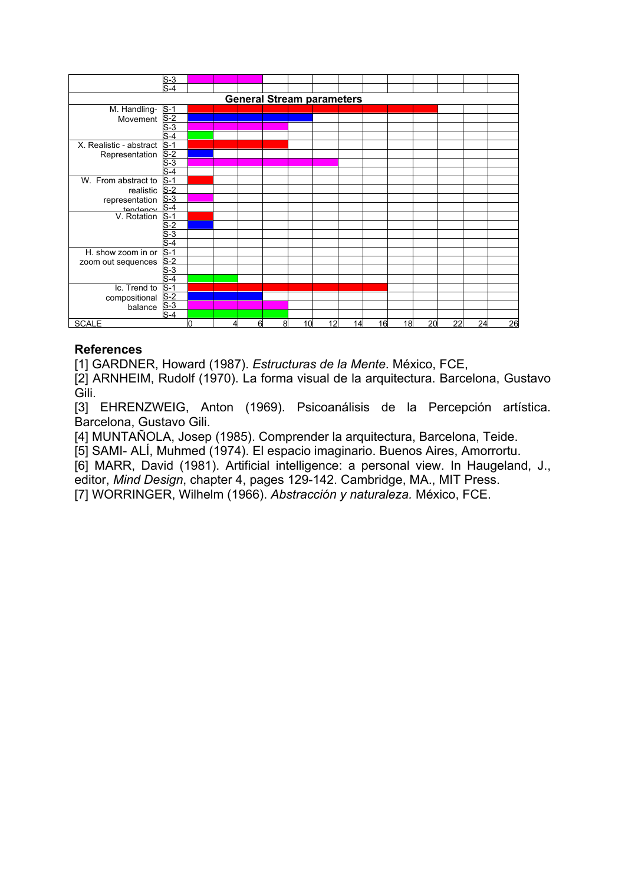S-3
S-4

**General Stream parameters**

M. Handling-Movement
S-1
S-2
S-3
S-4

X. Realistic - abstract Representation
S-1
S-2
S-3
S-4

W. From abstract to realistic representation tendency
S-1
S-2
S-3
S-4

V. Rotation
S-1
S-2
S-3
S-4

H. show zoom in or zoom out sequences
S-1
S-2
S-3
S-4

Ic. Trend to compositional balance
S-1
S-2
S-3
S-4

SCALE
0 4 6 8 10 12 14 16 18 20 22 24 26

## References

[1] GARDNER, Howard (1987). *Estructuras de la Mente*. México, FCE,

[2] ARNHEIM, Rudolf (1970). La forma visual de la arquitectura. Barcelona, Gustavo Gili.

[3] EHRENZWEIG, Anton (1969). Psicoanálisis de la Percepción artística. Barcelona, Gustavo Gili.

[4] MUNTAÑOLA, Josep (1985). Comprender la arquitectura, Barcelona, Teide.

[5] SAMI- ALÍ, Muhmed (1974). El espacio imaginario. Buenos Aires, Amorrortu.

[6] MARR, David (1981). Artificial intelligence: a personal view. In Haugeland, J., editor, *Mind Design*, chapter 4, pages 129-142. Cambridge, MA., MIT Press.

[7] WORRINGER, Wilhelm (1966). *Abstracción y naturaleza.* México, FCE.